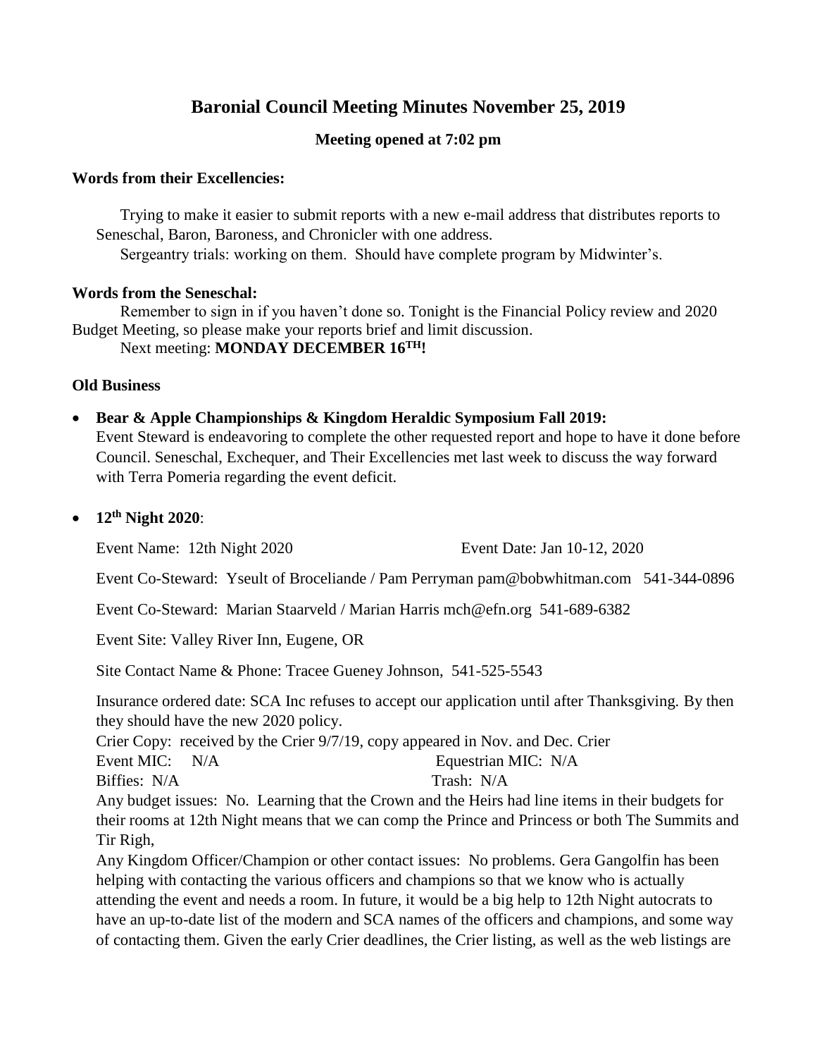# Baronial Council Meeting Minutes November 25, 2019

**Meeting opened at 7:02 pm**

**Words from their Excellencies:**

Trying to make it easier to submit reports with a new e-mail address that distributes reports to Seneschal, Baron, Baroness, and Chronicler with one address.

Sergeantry trials: working on them. Should have complete program by Midwinter's.

**Words from the Seneschal:**

Remember to sign in if you haven't done so. Tonight is the Financial Policy review and 2020 Budget Meeting, so please make your reports brief and limit discussion.

Next meeting: **MONDAY DECEMBER 16TH!**

**Old Business**

- **Bear & Apple Championships & Kingdom Heraldic Symposium Fall 2019:**
  Event Steward is endeavoring to complete the other requested report and hope to have it done before Council. Seneschal, Exchequer, and Their Excellencies met last week to discuss the way forward with Terra Pomeria regarding the event deficit.

- **12th Night 2020**:

  Event Name: 12th Night 2020 Event Date: Jan 10-12, 2020

  Event Co-Steward: Yseult of Broceliande / Pam Perryman pam@bobwhitman.com 541-344-0896

  Event Co-Steward: Marian Staarveld / Marian Harris mch@efn.org 541-689-6382

  Event Site: Valley River Inn, Eugene, OR

  Site Contact Name & Phone: Tracee Gueney Johnson, 541-525-5543

  Insurance ordered date: SCA Inc refuses to accept our application until after Thanksgiving. By then they should have the new 2020 policy.

  Crier Copy: received by the Crier 9/7/19, copy appeared in Nov. and Dec. Crier

  Event MIC: N/A Equestrian MIC: N/A

  Biffies: N/A Trash: N/A

  Any budget issues: No. Learning that the Crown and the Heirs had line items in their budgets for their rooms at 12th Night means that we can comp the Prince and Princess or both The Summits and Tir Righ,

  Any Kingdom Officer/Champion or other contact issues: No problems. Gera Gangolfin has been helping with contacting the various officers and champions so that we know who is actually attending the event and needs a room. In future, it would be a big help to 12th Night autocrats to have an up-to-date list of the modern and SCA names of the officers and champions, and some way of contacting them. Given the early Crier deadlines, the Crier listing, as well as the web listings are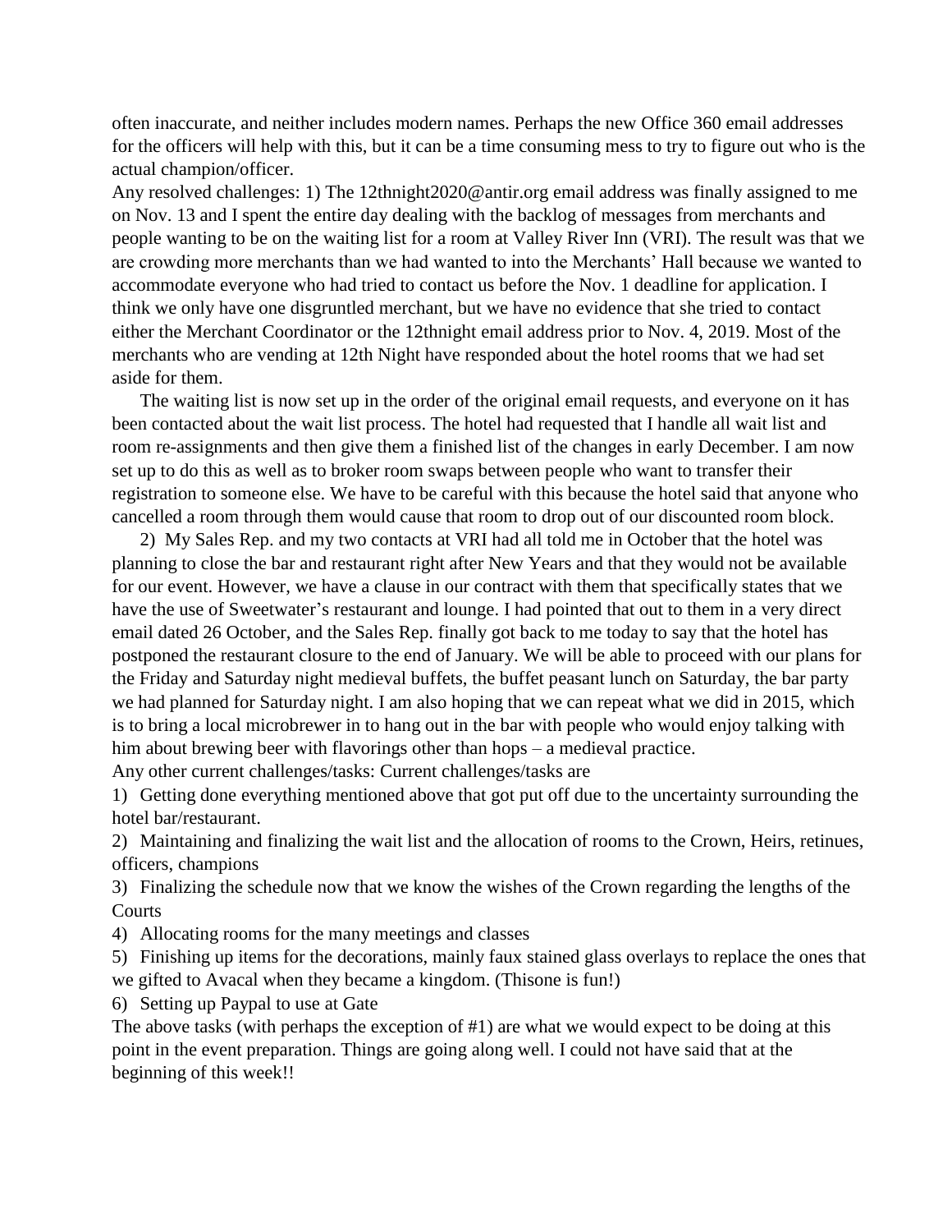often inaccurate, and neither includes modern names. Perhaps the new Office 360 email addresses for the officers will help with this, but it can be a time consuming mess to try to figure out who is the actual champion/officer.

Any resolved challenges: 1) The 12thnight2020@antir.org email address was finally assigned to me on Nov. 13 and I spent the entire day dealing with the backlog of messages from merchants and people wanting to be on the waiting list for a room at Valley River Inn (VRI). The result was that we are crowding more merchants than we had wanted to into the Merchants' Hall because we wanted to accommodate everyone who had tried to contact us before the Nov. 1 deadline for application. I think we only have one disgruntled merchant, but we have no evidence that she tried to contact either the Merchant Coordinator or the 12thnight email address prior to Nov. 4, 2019. Most of the merchants who are vending at 12th Night have responded about the hotel rooms that we had set aside for them.

The waiting list is now set up in the order of the original email requests, and everyone on it has been contacted about the wait list process. The hotel had requested that I handle all wait list and room re-assignments and then give them a finished list of the changes in early December. I am now set up to do this as well as to broker room swaps between people who want to transfer their registration to someone else. We have to be careful with this because the hotel said that anyone who cancelled a room through them would cause that room to drop out of our discounted room block.

2) My Sales Rep. and my two contacts at VRI had all told me in October that the hotel was planning to close the bar and restaurant right after New Years and that they would not be available for our event. However, we have a clause in our contract with them that specifically states that we have the use of Sweetwater's restaurant and lounge. I had pointed that out to them in a very direct email dated 26 October, and the Sales Rep. finally got back to me today to say that the hotel has postponed the restaurant closure to the end of January. We will be able to proceed with our plans for the Friday and Saturday night medieval buffets, the buffet peasant lunch on Saturday, the bar party we had planned for Saturday night. I am also hoping that we can repeat what we did in 2015, which is to bring a local microbrewer in to hang out in the bar with people who would enjoy talking with him about brewing beer with flavorings other than hops – a medieval practice.

Any other current challenges/tasks: Current challenges/tasks are

1) Getting done everything mentioned above that got put off due to the uncertainty surrounding the hotel bar/restaurant.
2) Maintaining and finalizing the wait list and the allocation of rooms to the Crown, Heirs, retinues, officers, champions
3) Finalizing the schedule now that we know the wishes of the Crown regarding the lengths of the Courts
4) Allocating rooms for the many meetings and classes
5) Finishing up items for the decorations, mainly faux stained glass overlays to replace the ones that we gifted to Avacal when they became a kingdom. (Thisone is fun!)
6) Setting up Paypal to use at Gate

The above tasks (with perhaps the exception of #1) are what we would expect to be doing at this point in the event preparation. Things are going along well. I could not have said that at the beginning of this week!!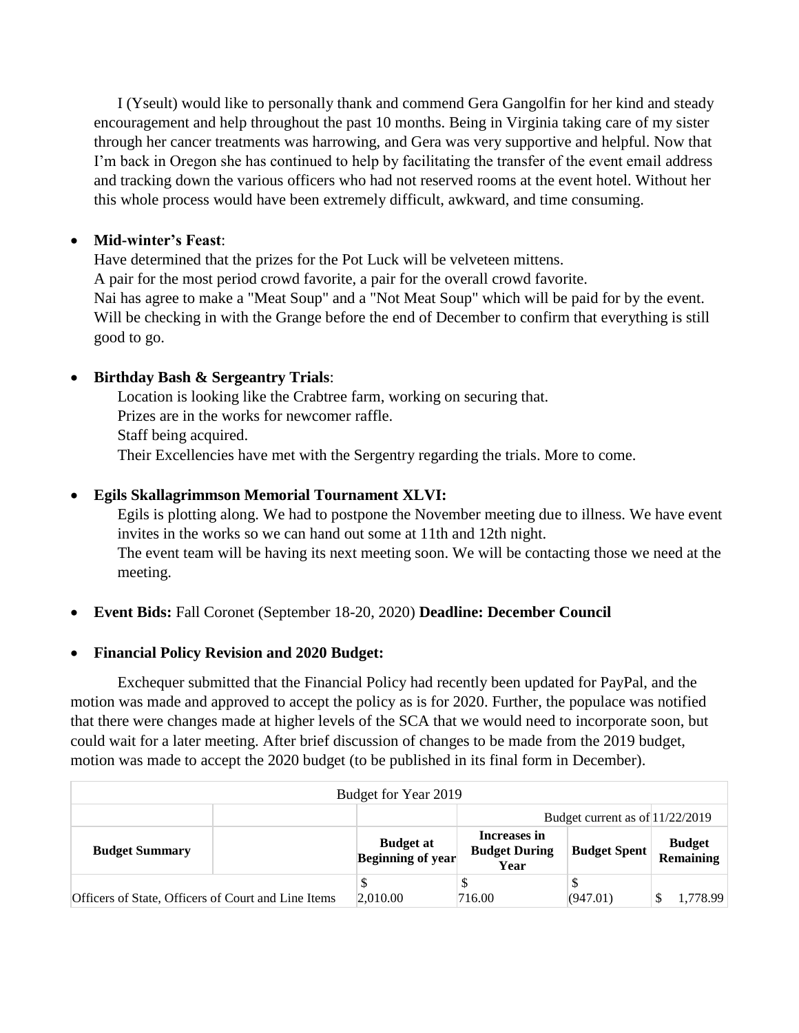I (Yseult) would like to personally thank and commend Gera Gangolfin for her kind and steady encouragement and help throughout the past 10 months. Being in Virginia taking care of my sister through her cancer treatments was harrowing, and Gera was very supportive and helpful. Now that I'm back in Oregon she has continued to help by facilitating the transfer of the event email address and tracking down the various officers who had not reserved rooms at the event hotel. Without her this whole process would have been extremely difficult, awkward, and time consuming.

- **Mid-winter's Feast**:
  Have determined that the prizes for the Pot Luck will be velveteen mittens.
  A pair for the most period crowd favorite, a pair for the overall crowd favorite.
  Nai has agree to make a "Meat Soup" and a "Not Meat Soup" which will be paid for by the event.
  Will be checking in with the Grange before the end of December to confirm that everything is still good to go.

- **Birthday Bash & Sergeantry Trials**:
  Location is looking like the Crabtree farm, working on securing that.
  Prizes are in the works for newcomer raffle.
  Staff being acquired.
  Their Excellencies have met with the Sergentry regarding the trials. More to come.

- **Egils Skallagrimmson Memorial Tournament XLVI:**
  Egils is plotting along. We had to postpone the November meeting due to illness. We have event invites in the works so we can hand out some at 11th and 12th night.
  The event team will be having its next meeting soon. We will be contacting those we need at the meeting.

- **Event Bids:** Fall Coronet (September 18-20, 2020) **Deadline: December Council**

- **Financial Policy Revision and 2020 Budget:**

Exchequer submitted that the Financial Policy had recently been updated for PayPal, and the motion was made and approved to accept the policy as is for 2020. Further, the populace was notified that there were changes made at higher levels of the SCA that we would need to incorporate soon, but could wait for a later meeting. After brief discussion of changes to be made from the 2019 budget, motion was made to accept the 2020 budget (to be published in its final form in December).

| Budget for Year 2019 | | | | | |
|---|---|---|---|---|---|
| | | | Budget current as of 11/22/2019 | | |
| **Budget Summary** | | **Budget at Beginning of year** | **Increases in Budget During Year** | **Budget Spent** | **Budget Remaining** |
| Officers of State, Officers of Court and Line Items | | $ 2,010.00 | $ 716.00 | $ (947.01) | $ 1,778.99 |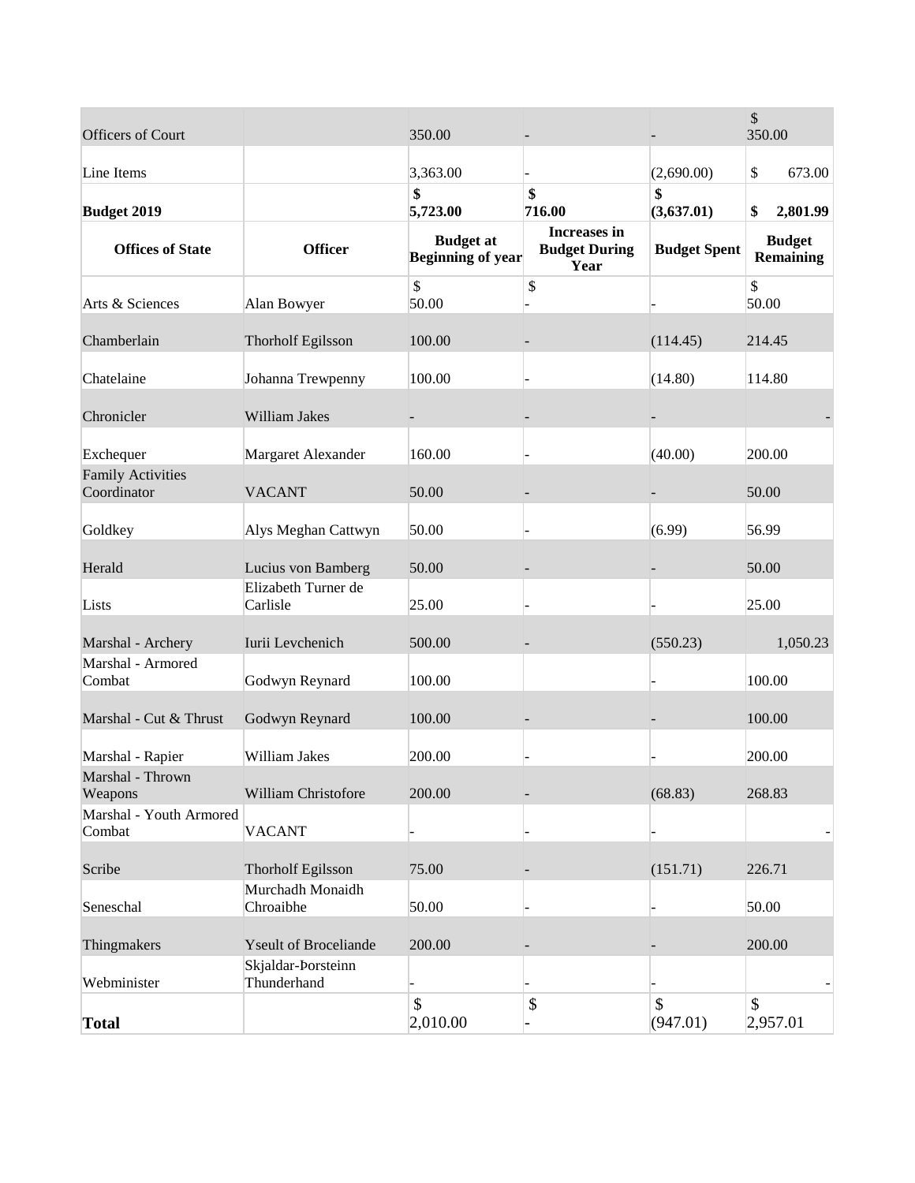| | | | | | |
|---|---|---|---|---|---|
| Officers of Court | | 350.00 | - | - | $ 350.00 |
| Line Items | | 3,363.00 | - | (2,690.00) | $ 673.00 |
| **Budget 2019** | | **$ 5,723.00** | **$ 716.00** | **$ (3,637.01)** | **$ 2,801.99** |

| Offices of State | Officer | Budget at Beginning of year | Increases in Budget During Year | Budget Spent | Budget Remaining |
|---|---|---|---|---|---|
| Arts & Sciences | Alan Bowyer | $ 50.00 | $ - | - | $ 50.00 |
| Chamberlain | Thorholf Egilsson | 100.00 | - | (114.45) | 214.45 |
| Chatelaine | Johanna Trewpenny | 100.00 | - | (14.80) | 114.80 |
| Chronicler | William Jakes | - | - | - | - |
| Exchequer | Margaret Alexander | 160.00 | - | (40.00) | 200.00 |
| Family Activities Coordinator | VACANT | 50.00 | - | - | 50.00 |
| Goldkey | Alys Meghan Cattwyn | 50.00 | - | (6.99) | 56.99 |
| Herald | Lucius von Bamberg | 50.00 | - | - | 50.00 |
| Lists | Elizabeth Turner de Carlisle | 25.00 | - | - | 25.00 |
| Marshal - Archery | Iurii Levchenich | 500.00 | - | (550.23) | 1,050.23 |
| Marshal - Armored Combat | Godwyn Reynard | 100.00 | | - | 100.00 |
| Marshal - Cut & Thrust | Godwyn Reynard | 100.00 | - | - | 100.00 |
| Marshal - Rapier | William Jakes | 200.00 | - | - | 200.00 |
| Marshal - Thrown Weapons | William Christofore | 200.00 | - | (68.83) | 268.83 |
| Marshal - Youth Armored Combat | VACANT | - | - | - | - |
| Scribe | Thorholf Egilsson | 75.00 | - | (151.71) | 226.71 |
| Seneschal | Murchadh Monaidh Chroaibhe | 50.00 | - | - | 50.00 |
| Thingmakers | Yseult of Broceliande | 200.00 | - | - | 200.00 |
| Webminister | Skjaldar-Þorsteinn Thunderhand | - | - | - | - |
| **Total** | | $ 2,010.00 | $ - | $ (947.01) | $ 2,957.01 |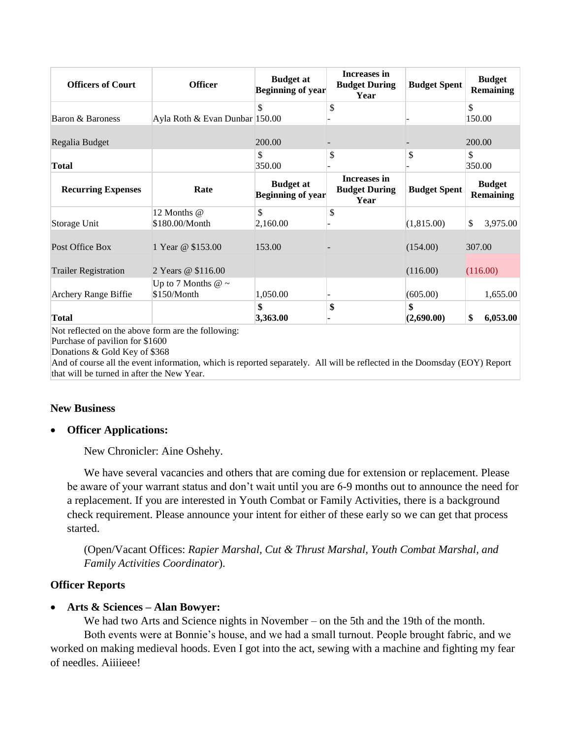| Officers of Court | Officer | Budget at Beginning of year | Increases in Budget During Year | Budget Spent | Budget Remaining |
|---|---|---|---|---|---|
| Baron & Baroness | Ayla Roth & Evan Dunbar | $ 150.00 | $ - | - | $ 150.00 |
| Regalia Budget | | 200.00 | - | - | 200.00 |
| **Total** | | $ 350.00 | $ - | $ - | $ 350.00 |
| **Recurring Expenses** | **Rate** | **Budget at Beginning of year** | **Increases in Budget During Year** | **Budget Spent** | **Budget Remaining** |
| Storage Unit | 12 Months @ $180.00/Month | $ 2,160.00 | $ - | (1,815.00) | $ 3,975.00 |
| Post Office Box | 1 Year @ $153.00 | 153.00 | - | (154.00) | 307.00 |
| Trailer Registration | 2 Years @ $116.00 | | | (116.00) | (116.00) |
| Archery Range Biffie | Up to 7 Months @ ~ $150/Month | 1,050.00 | - | (605.00) | 1,655.00 |
| **Total** | | **$ 3,363.00** | **$ -** | **$ (2,690.00)** | **$ 6,053.00** |

Not reflected on the above form are the following:
Purchase of pavilion for $1600
Donations & Gold Key of $368
And of course all the event information, which is reported separately. All will be reflected in the Doomsday (EOY) Report that will be turned in after the New Year.

## New Business

- **Officer Applications:**

  New Chronicler: Aine Oshehy.

  We have several vacancies and others that are coming due for extension or replacement. Please be aware of your warrant status and don't wait until you are 6-9 months out to announce the need for a replacement. If you are interested in Youth Combat or Family Activities, there is a background check requirement. Please announce your intent for either of these early so we can get that process started.

  (Open/Vacant Offices: *Rapier Marshal, Cut & Thrust Marshal, Youth Combat Marshal, and Family Activities Coordinator*).

## Officer Reports

- **Arts & Sciences – Alan Bowyer:**

  We had two Arts and Science nights in November – on the 5th and the 19th of the month.

  Both events were at Bonnie's house, and we had a small turnout. People brought fabric, and we worked on making medieval hoods. Even I got into the act, sewing with a machine and fighting my fear of needles. Aiiiieee!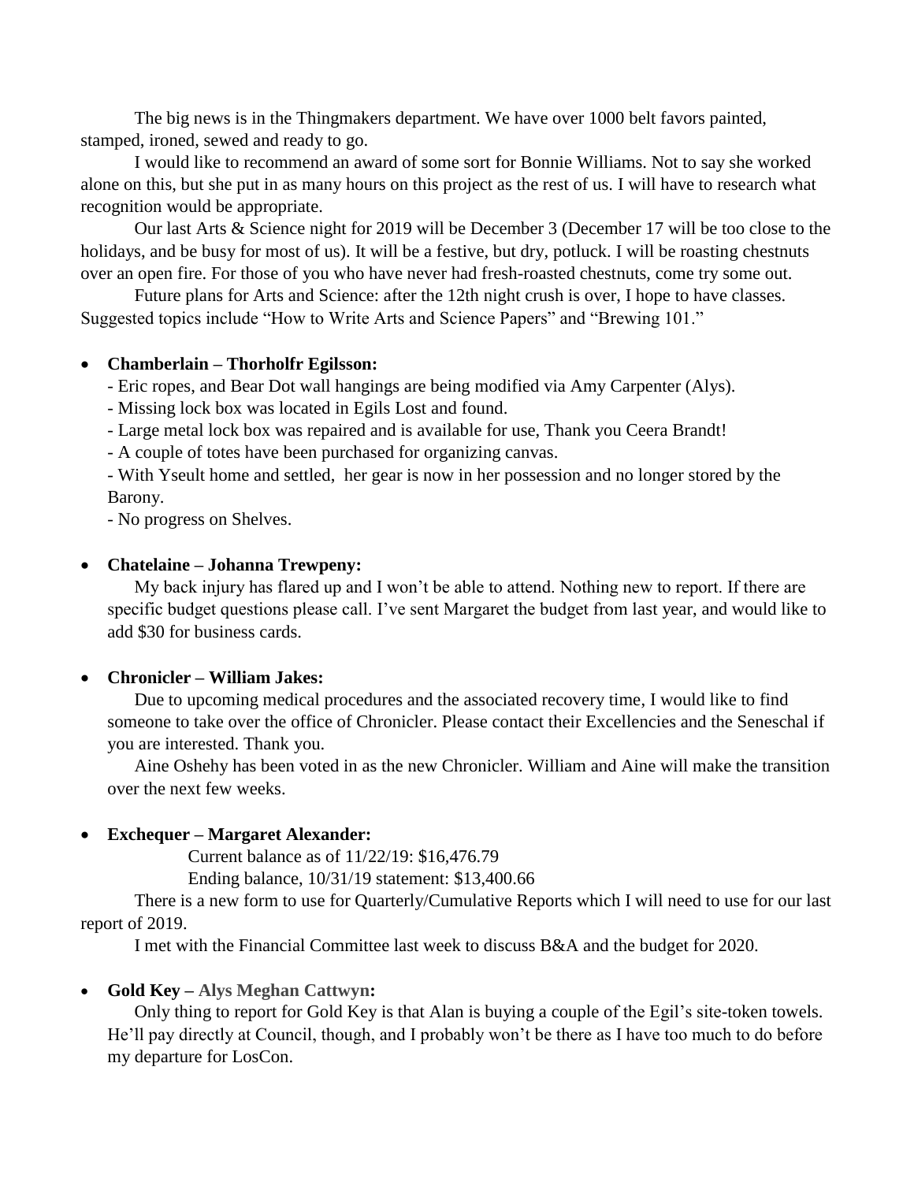The big news is in the Thingmakers department. We have over 1000 belt favors painted, stamped, ironed, sewed and ready to go.

I would like to recommend an award of some sort for Bonnie Williams. Not to say she worked alone on this, but she put in as many hours on this project as the rest of us. I will have to research what recognition would be appropriate.

Our last Arts & Science night for 2019 will be December 3 (December 17 will be too close to the holidays, and be busy for most of us). It will be a festive, but dry, potluck. I will be roasting chestnuts over an open fire. For those of you who have never had fresh-roasted chestnuts, come try some out.

Future plans for Arts and Science: after the 12th night crush is over, I hope to have classes. Suggested topics include "How to Write Arts and Science Papers" and "Brewing 101."

- **Chamberlain – Thorholfr Egilsson:**

  - Eric ropes, and Bear Dot wall hangings are being modified via Amy Carpenter (Alys).
  - Missing lock box was located in Egils Lost and found.
  - Large metal lock box was repaired and is available for use, Thank you Ceera Brandt!
  - A couple of totes have been purchased for organizing canvas.
  - With Yseult home and settled, her gear is now in her possession and no longer stored by the Barony.
  - No progress on Shelves.

- **Chatelaine – Johanna Trewpeny:**

  My back injury has flared up and I won't be able to attend. Nothing new to report. If there are specific budget questions please call. I've sent Margaret the budget from last year, and would like to add $30 for business cards.

- **Chronicler – William Jakes:**

  Due to upcoming medical procedures and the associated recovery time, I would like to find someone to take over the office of Chronicler. Please contact their Excellencies and the Seneschal if you are interested. Thank you.

  Aine Oshehy has been voted in as the new Chronicler. William and Aine will make the transition over the next few weeks.

- **Exchequer – Margaret Alexander:**

  Current balance as of 11/22/19: $16,476.79

  Ending balance, 10/31/19 statement: $13,400.66

  There is a new form to use for Quarterly/Cumulative Reports which I will need to use for our last report of 2019.

  I met with the Financial Committee last week to discuss B&A and the budget for 2020.

- **Gold Key – Alys Meghan Cattwyn:**

  Only thing to report for Gold Key is that Alan is buying a couple of the Egil's site-token towels. He'll pay directly at Council, though, and I probably won't be there as I have too much to do before my departure for LosCon.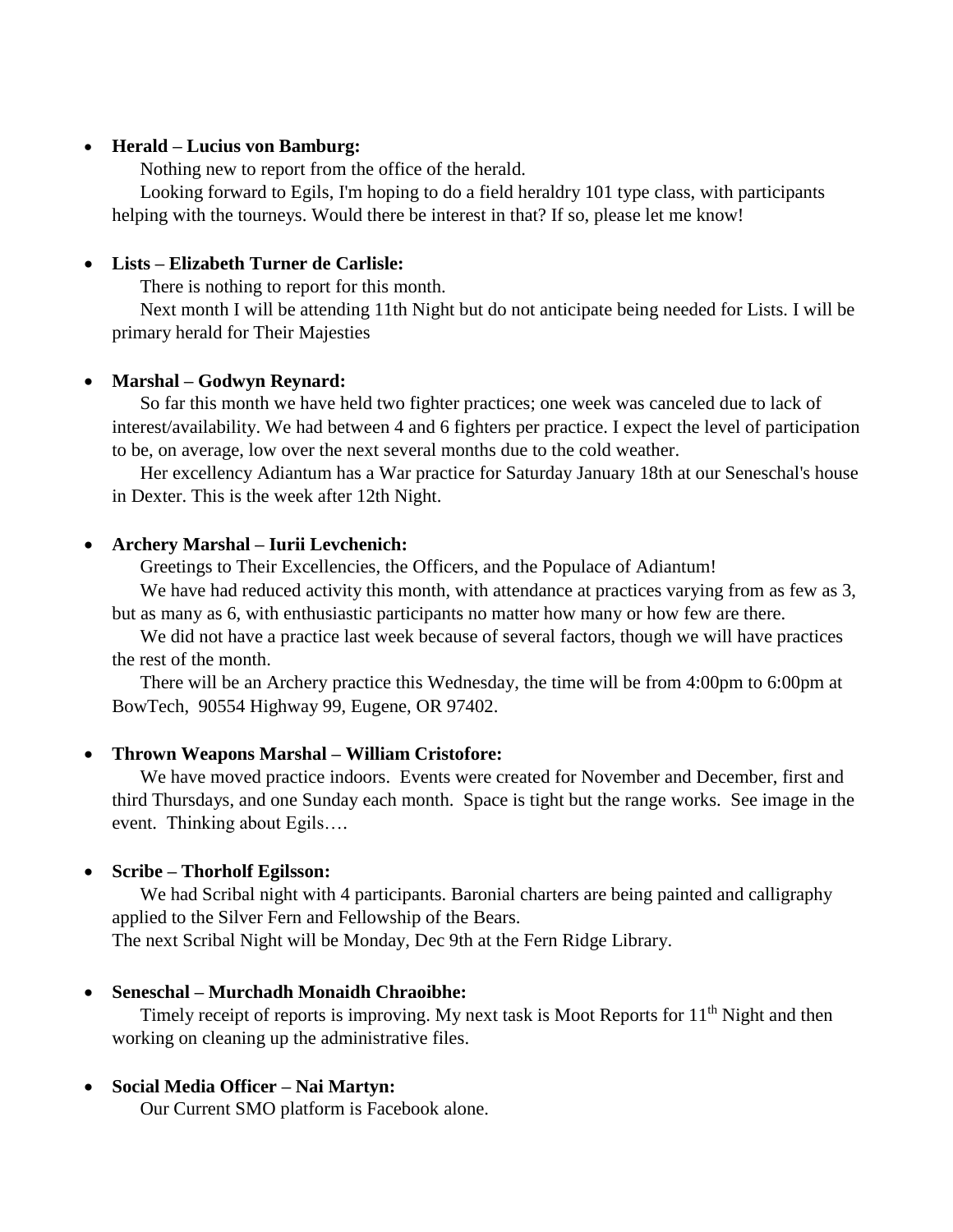- **Herald – Lucius von Bamburg:**

  Nothing new to report from the office of the herald.

  Looking forward to Egils, I'm hoping to do a field heraldry 101 type class, with participants helping with the tourneys. Would there be interest in that? If so, please let me know!

- **Lists – Elizabeth Turner de Carlisle:**

  There is nothing to report for this month.

  Next month I will be attending 11th Night but do not anticipate being needed for Lists. I will be primary herald for Their Majesties

- **Marshal – Godwyn Reynard:**

  So far this month we have held two fighter practices; one week was canceled due to lack of interest/availability. We had between 4 and 6 fighters per practice. I expect the level of participation to be, on average, low over the next several months due to the cold weather.

  Her excellency Adiantum has a War practice for Saturday January 18th at our Seneschal's house in Dexter. This is the week after 12th Night.

- **Archery Marshal – Iurii Levchenich:**

  Greetings to Their Excellencies, the Officers, and the Populace of Adiantum!

  We have had reduced activity this month, with attendance at practices varying from as few as 3, but as many as 6, with enthusiastic participants no matter how many or how few are there.

  We did not have a practice last week because of several factors, though we will have practices the rest of the month.

  There will be an Archery practice this Wednesday, the time will be from 4:00pm to 6:00pm at BowTech, 90554 Highway 99, Eugene, OR 97402.

- **Thrown Weapons Marshal – William Cristofore:**

  We have moved practice indoors. Events were created for November and December, first and third Thursdays, and one Sunday each month. Space is tight but the range works. See image in the event. Thinking about Egils….

- **Scribe – Thorholf Egilsson:**

  We had Scribal night with 4 participants. Baronial charters are being painted and calligraphy applied to the Silver Fern and Fellowship of the Bears.
  The next Scribal Night will be Monday, Dec 9th at the Fern Ridge Library.

- **Seneschal – Murchadh Monaidh Chraoibhe:**

  Timely receipt of reports is improving. My next task is Moot Reports for 11th Night and then working on cleaning up the administrative files.

- **Social Media Officer – Nai Martyn:**

  Our Current SMO platform is Facebook alone.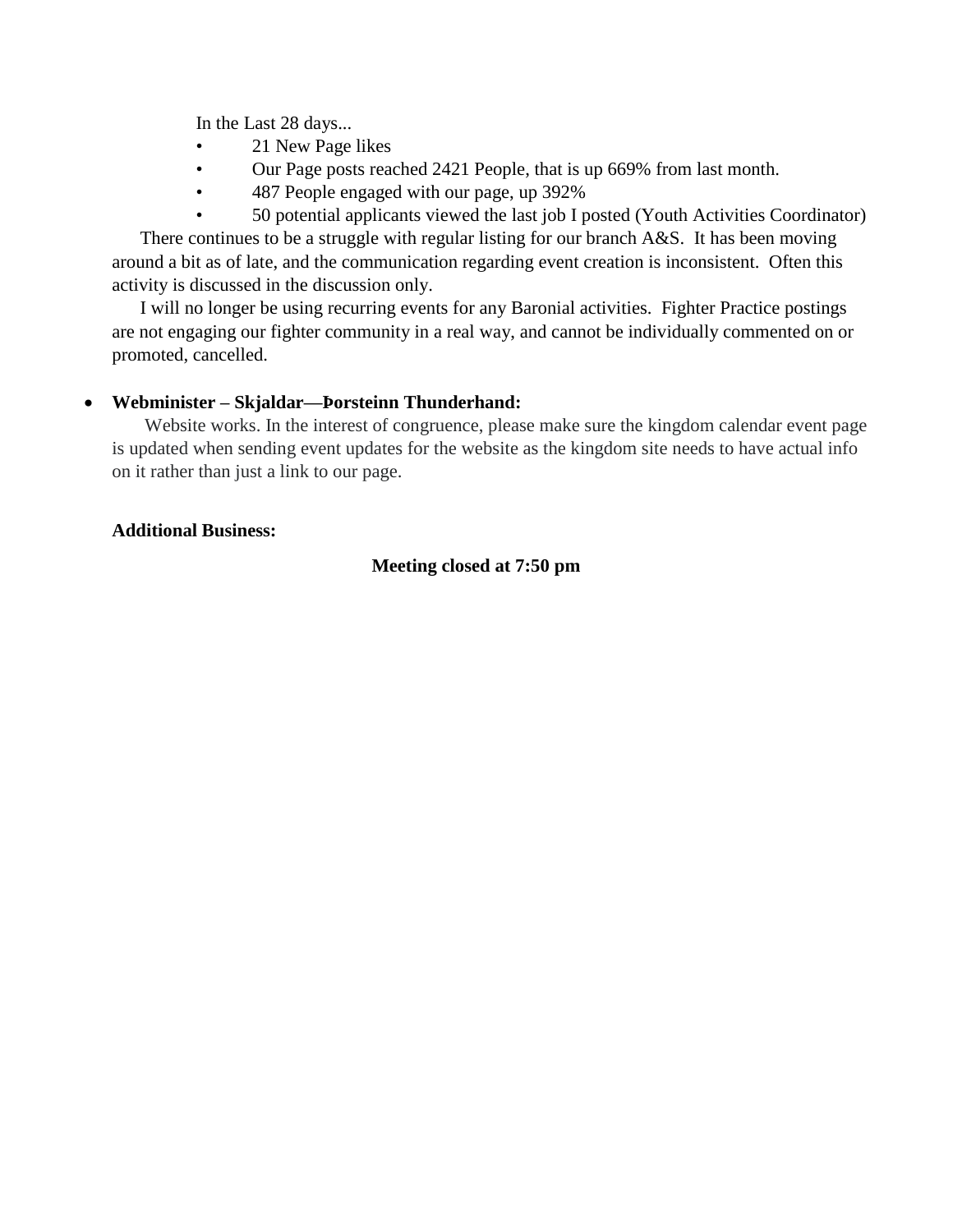In the Last 28 days...

- 21 New Page likes
- Our Page posts reached 2421 People, that is up 669% from last month.
- 487 People engaged with our page, up 392%
- 50 potential applicants viewed the last job I posted (Youth Activities Coordinator)

There continues to be a struggle with regular listing for our branch A&S. It has been moving around a bit as of late, and the communication regarding event creation is inconsistent. Often this activity is discussed in the discussion only.

I will no longer be using recurring events for any Baronial activities. Fighter Practice postings are not engaging our fighter community in a real way, and cannot be individually commented on or promoted, cancelled.

- **Webminister – Skjaldar—Þorsteinn Thunderhand:**

  Website works. In the interest of congruence, please make sure the kingdom calendar event page is updated when sending event updates for the website as the kingdom site needs to have actual info on it rather than just a link to our page.

**Additional Business:**

**Meeting closed at 7:50 pm**